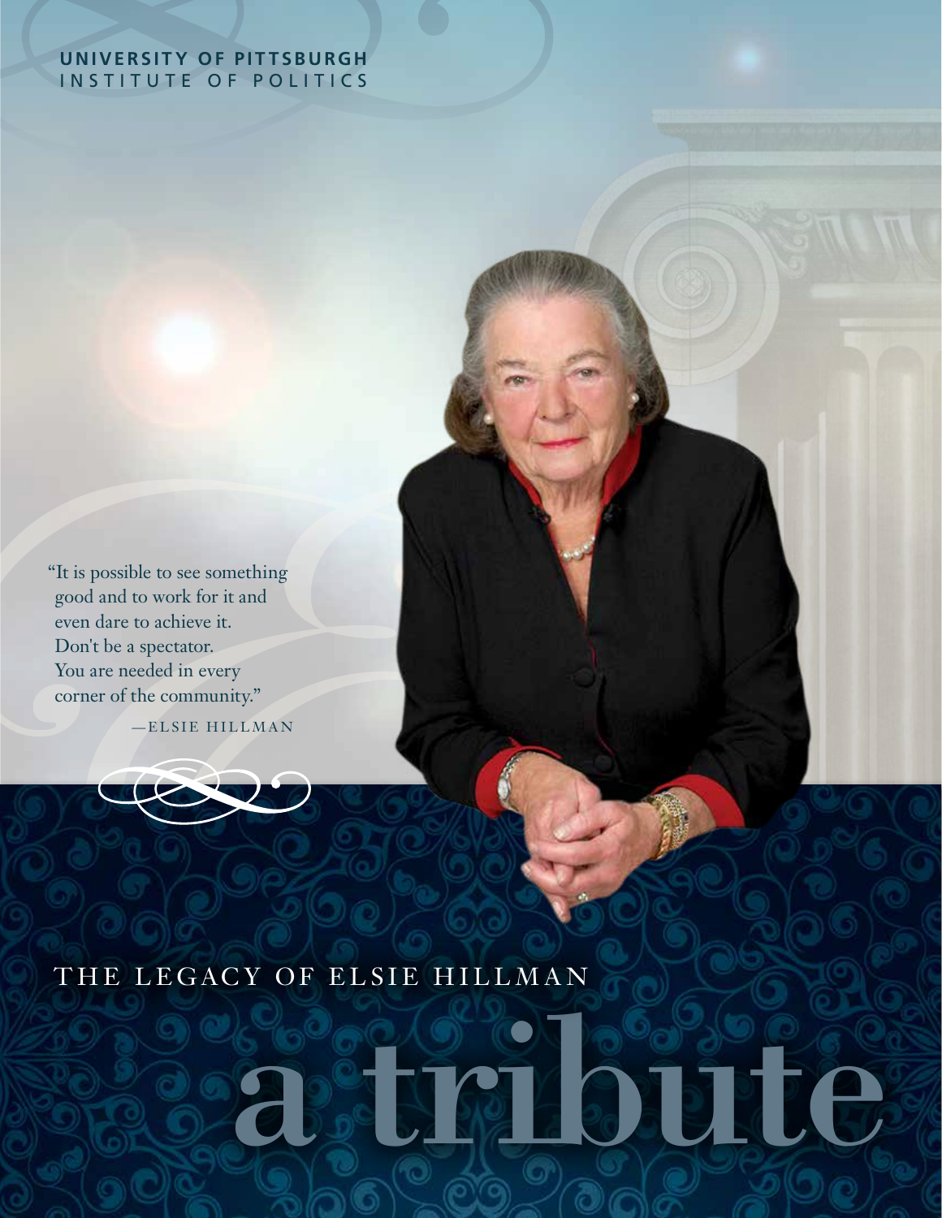**UNIVERSITY OF PITTSBURGH**
INSTITUTE OF POLITICS

"It is possible to see something good and to work for it and even dare to achieve it. Don't be a spectator. You are needed in every corner of the community."

—ELSIE HILLMAN

THE LEGACY OF ELSIE HILLMAN

# a tribute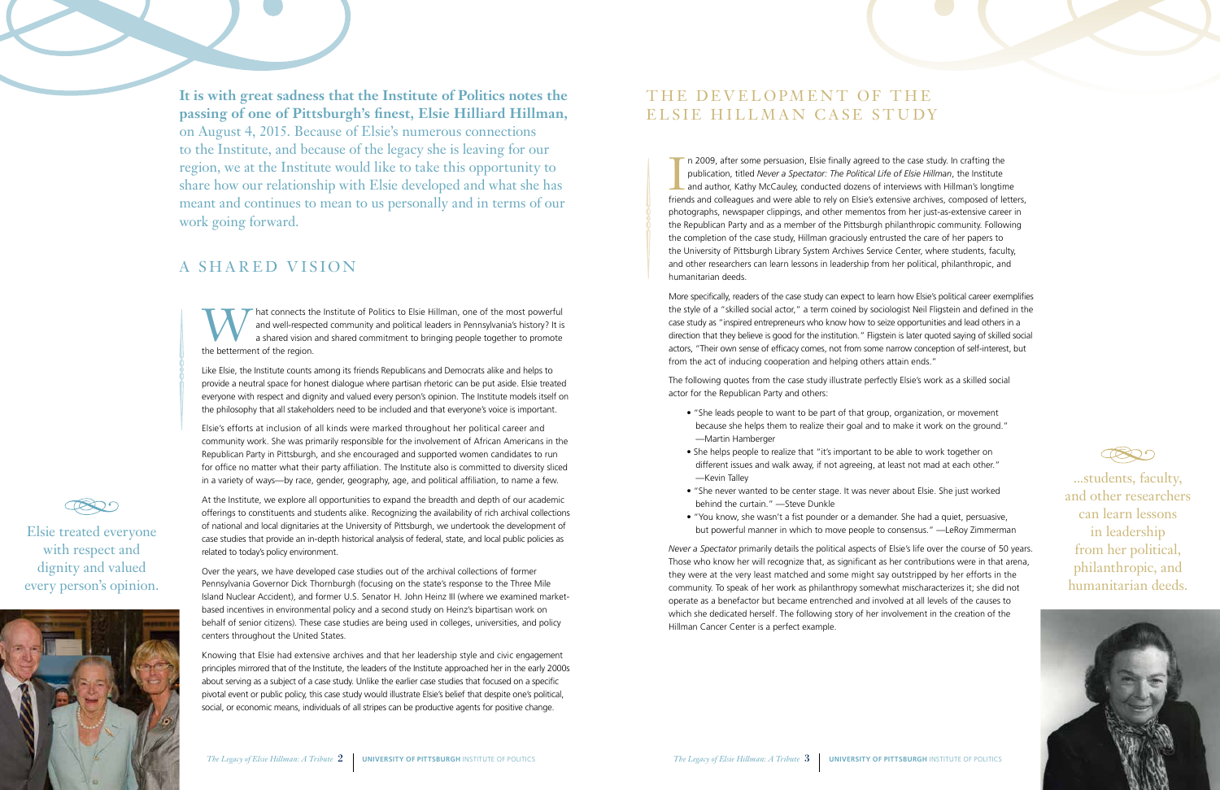**It is with great sadness that the Institute of Politics notes the passing of one of Pittsburgh's finest, Elsie Hilliard Hillman,** on August 4, 2015. Because of Elsie's numerous connections to the Institute, and because of the legacy she is leaving for our region, we at the Institute would like to take this opportunity to share how our relationship with Elsie developed and what she has meant and continues to mean to us personally and in terms of our work going forward.

## A SHARED VISION

What connects the Institute of Politics to Elsie Hillman, one of the most powerful and well-respected community and political leaders in Pennsylvania's history? It is a shared vision and shared commitment to bringing people together to promote the betterment of the region.

Like Elsie, the Institute counts among its friends Republicans and Democrats alike and helps to provide a neutral space for honest dialogue where partisan rhetoric can be put aside. Elsie treated everyone with respect and dignity and valued every person's opinion. The Institute models itself on the philosophy that all stakeholders need to be included and that everyone's voice is important.

Elsie's efforts at inclusion of all kinds were marked throughout her political career and community work. She was primarily responsible for the involvement of African Americans in the Republican Party in Pittsburgh, and she encouraged and supported women candidates to run for office no matter what their party affiliation. The Institute also is committed to diversity sliced in a variety of ways—by race, gender, geography, age, and political affiliation, to name a few.

At the Institute, we explore all opportunities to expand the breadth and depth of our academic offerings to constituents and students alike. Recognizing the availability of rich archival collections of national and local dignitaries at the University of Pittsburgh, we undertook the development of case studies that provide an in-depth historical analysis of federal, state, and local public policies as related to today's policy environment.

Over the years, we have developed case studies out of the archival collections of former Pennsylvania Governor Dick Thornburgh (focusing on the state's response to the Three Mile Island Nuclear Accident), and former U.S. Senator H. John Heinz III (where we examined market-based incentives in environmental policy and a second study on Heinz's bipartisan work on behalf of senior citizens). These case studies are being used in colleges, universities, and policy centers throughout the United States.

Knowing that Elsie had extensive archives and that her leadership style and civic engagement principles mirrored that of the Institute, the leaders of the Institute approached her in the early 2000s about serving as a subject of a case study. Unlike the earlier case studies that focused on a specific pivotal event or public policy, this case study would illustrate Elsie's belief that despite one's political, social, or economic means, individuals of all stripes can be productive agents for positive change.

Elsie treated everyone with respect and dignity and valued every person's opinion.

## THE DEVELOPMENT OF THE ELSIE HILLMAN CASE STUDY

In 2009, after some persuasion, Elsie finally agreed to the case study. In crafting the publication, titled *Never a Spectator: The Political Life of Elsie Hillman*, the Institute and author, Kathy McCauley, conducted dozens of interviews with Hillman's longtime friends and colleagues and were able to rely on Elsie's extensive archives, composed of letters, photographs, newspaper clippings, and other mementos from her just-as-extensive career in the Republican Party and as a member of the Pittsburgh philanthropic community. Following the completion of the case study, Hillman graciously entrusted the care of her papers to the University of Pittsburgh Library System Archives Service Center, where students, faculty, and other researchers can learn lessons in leadership from her political, philanthropic, and humanitarian deeds.

More specifically, readers of the case study can expect to learn how Elsie's political career exemplifies the style of a "skilled social actor," a term coined by sociologist Neil Fligstein and defined in the case study as "inspired entrepreneurs who know how to seize opportunities and lead others in a direction that they believe is good for the institution." Fligstein is later quoted saying of skilled social actors, "Their own sense of efficacy comes, not from some narrow conception of self-interest, but from the act of inducing cooperation and helping others attain ends."

The following quotes from the case study illustrate perfectly Elsie's work as a skilled social actor for the Republican Party and others:

- "She leads people to want to be part of that group, organization, or movement because she helps them to realize their goal and to make it work on the ground." —Martin Hamberger
- She helps people to realize that "it's important to be able to work together on different issues and walk away, if not agreeing, at least not mad at each other." —Kevin Talley
- "She never wanted to be center stage. It was never about Elsie. She just worked behind the curtain." —Steve Dunkle
- "You know, she wasn't a fist pounder or a demander. She had a quiet, persuasive, but powerful manner in which to move people to consensus." —LeRoy Zimmerman

*Never a Spectator* primarily details the political aspects of Elsie's life over the course of 50 years. Those who know her will recognize that, as significant as her contributions were in that arena, they were at the very least matched and some might say outstripped by her efforts in the community. To speak of her work as philanthropy somewhat mischaracterizes it; she did not operate as a benefactor but became entrenched and involved at all levels of the causes to which she dedicated herself. The following story of her involvement in the creation of the Hillman Cancer Center is a perfect example.

...students, faculty, and other researchers can learn lessons in leadership from her political, philanthropic, and humanitarian deeds.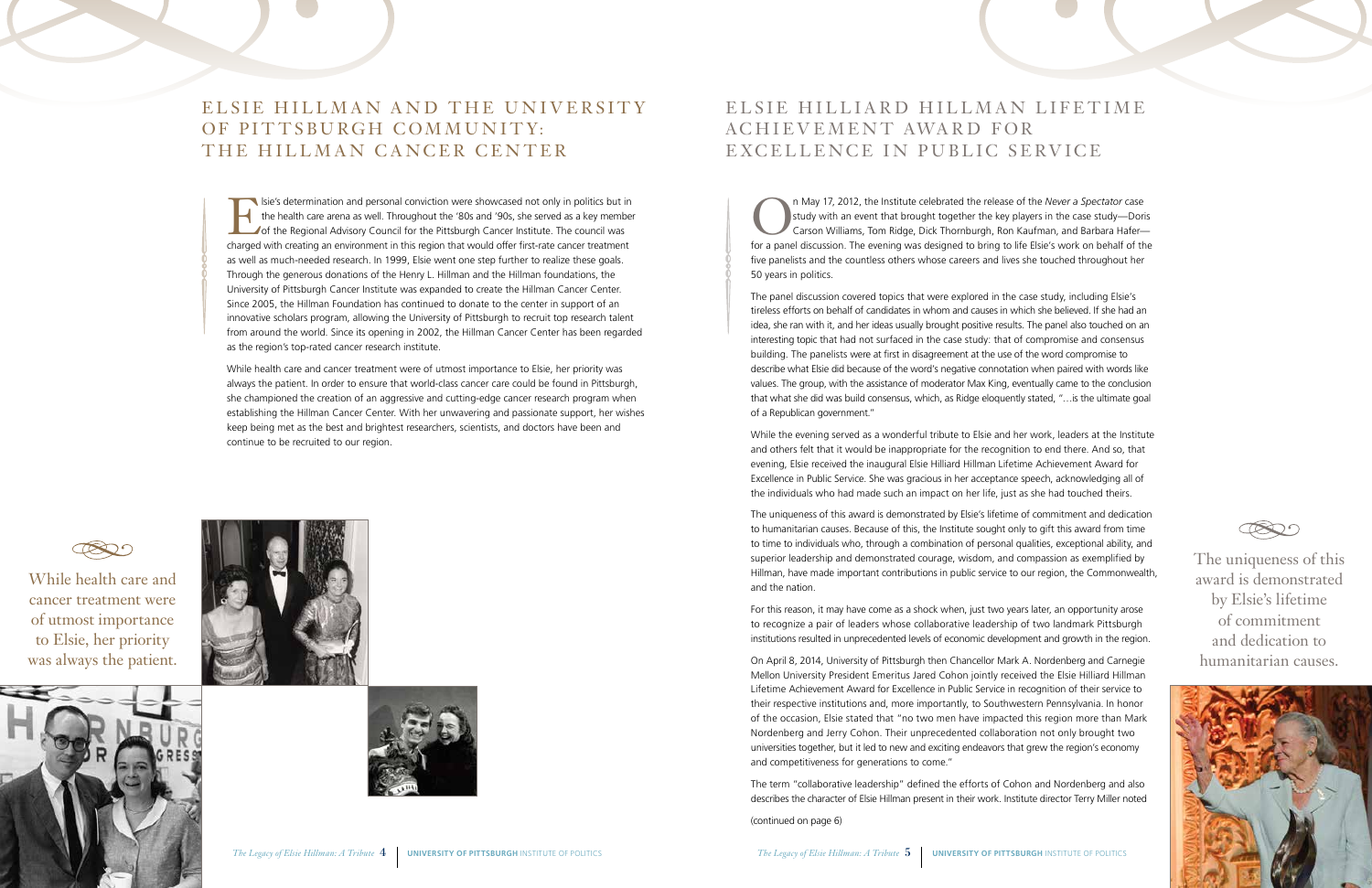# Elsie Hillman and the University of Pittsburgh Community: The Hillman Cancer Center

Elsie's determination and personal conviction were showcased not only in politics but in the health care arena as well. Throughout the '80s and '90s, she served as a key member of the Regional Advisory Council for the Pittsburgh Cancer Institute. The council was charged with creating an environment in this region that would offer first-rate cancer treatment as well as much-needed research. In 1999, Elsie went one step further to realize these goals. Through the generous donations of the Henry L. Hillman and the Hillman foundations, the University of Pittsburgh Cancer Institute was expanded to create the Hillman Cancer Center. Since 2005, the Hillman Foundation has continued to donate to the center in support of an innovative scholars program, allowing the University of Pittsburgh to recruit top research talent from around the world. Since its opening in 2002, the Hillman Cancer Center has been regarded as the region's top-rated cancer research institute.

While health care and cancer treatment were of utmost importance to Elsie, her priority was always the patient. In order to ensure that world-class cancer care could be found in Pittsburgh, she championed the creation of an aggressive and cutting-edge cancer research program when establishing the Hillman Cancer Center. With her unwavering and passionate support, her wishes keep being met as the best and brightest researchers, scientists, and doctors have been and continue to be recruited to our region.

While health care and cancer treatment were of utmost importance to Elsie, her priority was always the patient.

# Elsie Hilliard Hillman Lifetime Achievement Award for Excellence in Public Service

On May 17, 2012, the Institute celebrated the release of the *Never a Spectator* case study with an event that brought together the key players in the case study—Doris Carson Williams, Tom Ridge, Dick Thornburgh, Ron Kaufman, and Barbara Hafer—for a panel discussion. The evening was designed to bring to life Elsie's work on behalf of the five panelists and the countless others whose careers and lives she touched throughout her 50 years in politics.

The panel discussion covered topics that were explored in the case study, including Elsie's tireless efforts on behalf of candidates in whom and causes in which she believed. If she had an idea, she ran with it, and her ideas usually brought positive results. The panel also touched on an interesting topic that had not surfaced in the case study: that of compromise and consensus building. The panelists were at first in disagreement at the use of the word compromise to describe what Elsie did because of the word's negative connotation when paired with words like values. The group, with the assistance of moderator Max King, eventually came to the conclusion that what she did was build consensus, which, as Ridge eloquently stated, "…is the ultimate goal of a Republican government."

While the evening served as a wonderful tribute to Elsie and her work, leaders at the Institute and others felt that it would be inappropriate for the recognition to end there. And so, that evening, Elsie received the inaugural Elsie Hilliard Hillman Lifetime Achievement Award for Excellence in Public Service. She was gracious in her acceptance speech, acknowledging all of the individuals who had made such an impact on her life, just as she had touched theirs.

The uniqueness of this award is demonstrated by Elsie's lifetime of commitment and dedication to humanitarian causes. Because of this, the Institute sought only to gift this award from time to time to individuals who, through a combination of personal qualities, exceptional ability, and superior leadership and demonstrated courage, wisdom, and compassion as exemplified by Hillman, have made important contributions in public service to our region, the Commonwealth, and the nation.

For this reason, it may have come as a shock when, just two years later, an opportunity arose to recognize a pair of leaders whose collaborative leadership of two landmark Pittsburgh institutions resulted in unprecedented levels of economic development and growth in the region.

On April 8, 2014, University of Pittsburgh then Chancellor Mark A. Nordenberg and Carnegie Mellon University President Emeritus Jared Cohon jointly received the Elsie Hilliard Hillman Lifetime Achievement Award for Excellence in Public Service in recognition of their service to their respective institutions and, more importantly, to Southwestern Pennsylvania. In honor of the occasion, Elsie stated that "no two men have impacted this region more than Mark Nordenberg and Jerry Cohon. Their unprecedented collaboration not only brought two universities together, but it led to new and exciting endeavors that grew the region's economy and competitiveness for generations to come."

The term "collaborative leadership" defined the efforts of Cohon and Nordenberg and also describes the character of Elsie Hillman present in their work. Institute director Terry Miller noted

(continued on page 6)

The uniqueness of this award is demonstrated by Elsie's lifetime of commitment and dedication to humanitarian causes.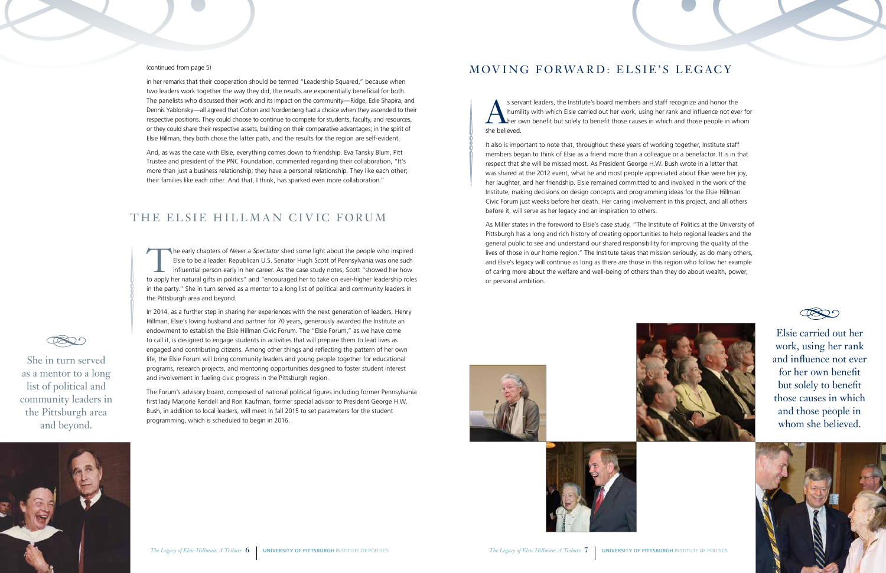(continued from page 5)

in her remarks that their cooperation should be termed "Leadership Squared," because when two leaders work together the way they did, the results are exponentially beneficial for both. The panelists who discussed their work and its impact on the community—Ridge, Edie Shapira, and Dennis Yablonsky—all agreed that Cohon and Nordenberg had a choice when they ascended to their respective positions. They could choose to continue to compete for students, faculty, and resources, or they could share their respective assets, building on their comparative advantages; in the spirit of Elsie Hillman, they both chose the latter path, and the results for the region are self-evident.

And, as was the case with Elsie, everything comes down to friendship. Eva Tansky Blum, Pitt Trustee and president of the PNC Foundation, commented regarding their collaboration, "It's more than just a business relationship; they have a personal relationship. They like each other; their families like each other. And that, I think, has sparked even more collaboration."

## THE ELSIE HILLMAN CIVIC FORUM

The early chapters of *Never a Spectator* shed some light about the people who inspired Elsie to be a leader. Republican U.S. Senator Hugh Scott of Pennsylvania was one such influential person early in her career. As the case study notes, Scott "showed her how to apply her natural gifts in politics" and "encouraged her to take on ever-higher leadership roles in the party." She in turn served as a mentor to a long list of political and community leaders in the Pittsburgh area and beyond.

In 2014, as a further step in sharing her experiences with the next generation of leaders, Henry Hillman, Elsie's loving husband and partner for 70 years, generously awarded the Institute an endowment to establish the Elsie Hillman Civic Forum. The "Elsie Forum," as we have come to call it, is designed to engage students in activities that will prepare them to lead lives as engaged and contributing citizens. Among other things and reflecting the pattern of her own life, the Elsie Forum will bring community leaders and young people together for educational programs, research projects, and mentoring opportunities designed to foster student interest and involvement in fueling civic progress in the Pittsburgh region.

The Forum's advisory board, composed of national political figures including former Pennsylvania first lady Marjorie Rendell and Ron Kaufman, former special advisor to President George H.W. Bush, in addition to local leaders, will meet in fall 2015 to set parameters for the student programming, which is scheduled to begin in 2016.

She in turn served as a mentor to a long list of political and community leaders in the Pittsburgh area and beyond.

## MOVING FORWARD: ELSIE'S LEGACY

As servant leaders, the Institute's board members and staff recognize and honor the humility with which Elsie carried out her work, using her rank and influence not ever for her own benefit but solely to benefit those causes in which and those people in whom she believed.

It also is important to note that, throughout these years of working together, Institute staff members began to think of Elsie as a friend more than a colleague or a benefactor. It is in that respect that she will be missed most. As President George H.W. Bush wrote in a letter that was shared at the 2012 event, what he and most people appreciated about Elsie were her joy, her laughter, and her friendship. Elsie remained committed to and involved in the work of the Institute, making decisions on design concepts and programming ideas for the Elsie Hillman Civic Forum just weeks before her death. Her caring involvement in this project, and all others before it, will serve as her legacy and an inspiration to others.

As Miller states in the foreword to Elsie's case study, "The Institute of Politics at the University of Pittsburgh has a long and rich history of creating opportunities to help regional leaders and the general public to see and understand our shared responsibility for improving the quality of the lives of those in our home region." The Institute takes that mission seriously, as do many others, and Elsie's legacy will continue as long as there are those in this region who follow her example of caring more about the welfare and well-being of others than they do about wealth, power, or personal ambition.

Elsie carried out her work, using her rank and influence not ever for her own benefit but solely to benefit those causes in which and those people in whom she believed.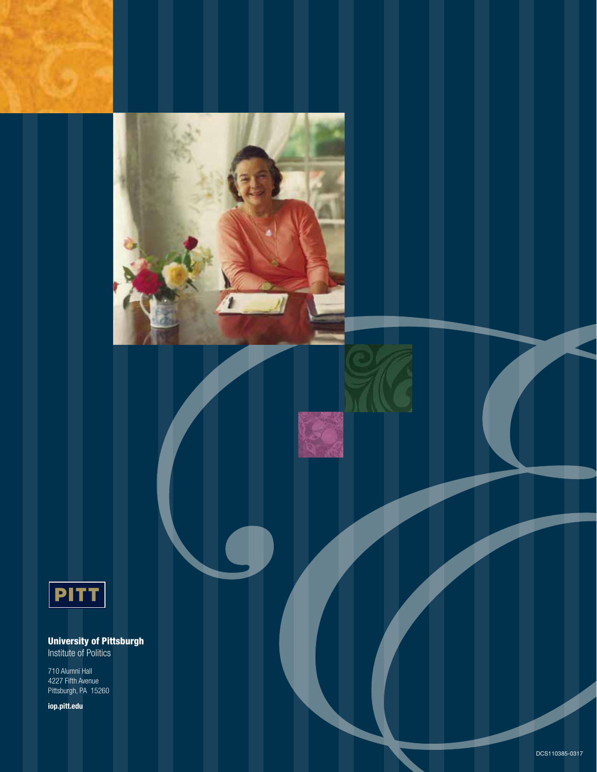PITT

**University of Pittsburgh**
Institute of Politics

710 Alumni Hall
4227 Fifth Avenue
Pittsburgh, PA 15260

**iop.pitt.edu**

DCS110385-0317